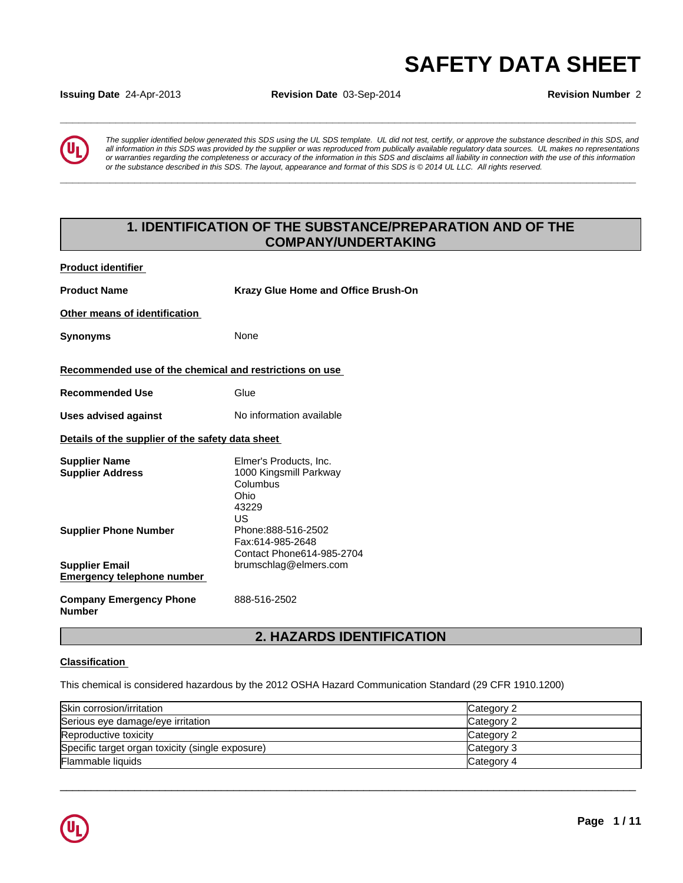# SAFETY DATA SHEET

**Issuing Date** 24-Apr-2013 **Revision Date** 03-Sep-2014 **Revision Number** 2

*The supplier identified below generated this SDS using the UL SDS template. UL did not test, certify, or approve the substance described in this SDS, and all information in this SDS was provided by the supplier or was reproduced from publically available regulatory data sources. UL makes no representations or warranties regarding the completeness or accuracy of the information in this SDS and disclaims all liability in connection with the use of this information or the substance described in this SDS. The layout, appearance and format of this SDS is © 2014 UL LLC. All rights reserved.*

## 1. IDENTIFICATION OF THE SUBSTANCE/PREPARATION AND OF THE COMPANY/UNDERTAKING

**Product identifier**

**Product Name** **Krazy Glue Home and Office Brush-On**

**Other means of identification**

**Synonyms** None

**Recommended use of the chemical and restrictions on use**

**Recommended Use** Glue

**Uses advised against** No information available

**Details of the supplier of the safety data sheet**

**Supplier Name** Elmer's Products, Inc.
**Supplier Address** 1000 Kingsmill Parkway
Columbus
Ohio
43229
US

**Supplier Phone Number** Phone:888-516-2502
Fax:614-985-2648
Contact Phone614-985-2704

**Supplier Email** brumschlag@elmers.com

**Emergency telephone number**

**Company Emergency Phone Number** 888-516-2502

## 2. HAZARDS IDENTIFICATION

**Classification**

This chemical is considered hazardous by the 2012 OSHA Hazard Communication Standard (29 CFR 1910.1200)

| | |
|---|---|
| Skin corrosion/irritation | Category 2 |
| Serious eye damage/eye irritation | Category 2 |
| Reproductive toxicity | Category 2 |
| Specific target organ toxicity (single exposure) | Category 3 |
| Flammable liquids | Category 4 |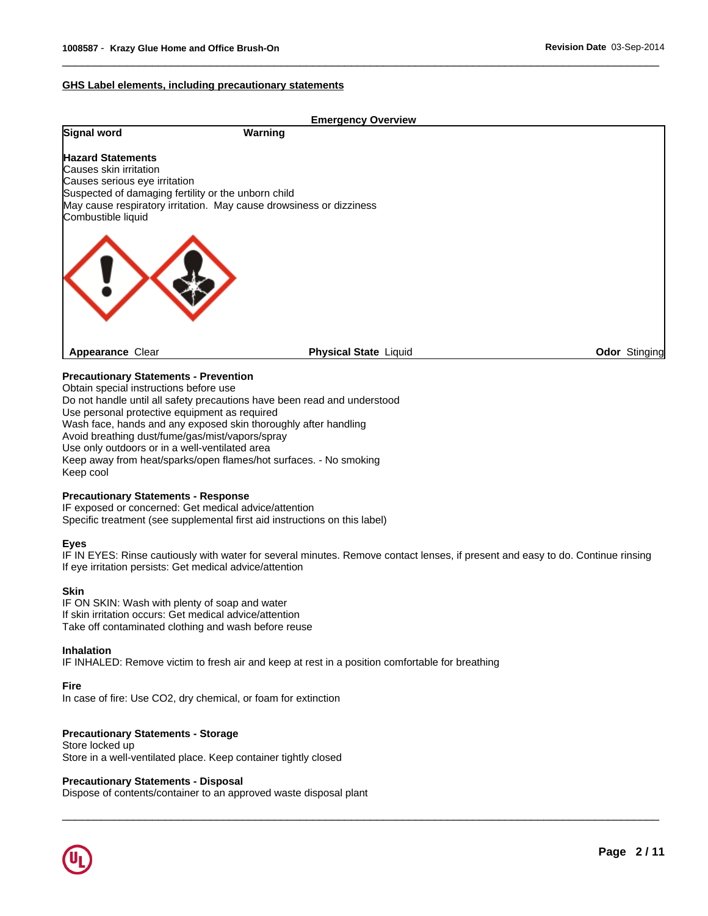## GHS Label elements, including precautionary statements

**Emergency Overview**

| **Signal word** | **Warning** |
|---|---|

**Hazard Statements**
Causes skin irritation
Causes serious eye irritation
Suspected of damaging fertility or the unborn child
May cause respiratory irritation. May cause drowsiness or dizziness
Combustible liquid

| **Appearance** Clear | **Physical State** Liquid | **Odor** Stinging |
|---|---|---|

**Precautionary Statements - Prevention**
Obtain special instructions before use
Do not handle until all safety precautions have been read and understood
Use personal protective equipment as required
Wash face, hands and any exposed skin thoroughly after handling
Avoid breathing dust/fume/gas/mist/vapors/spray
Use only outdoors or in a well-ventilated area
Keep away from heat/sparks/open flames/hot surfaces. - No smoking
Keep cool

**Precautionary Statements - Response**
IF exposed or concerned: Get medical advice/attention
Specific treatment (see supplemental first aid instructions on this label)

**Eyes**
IF IN EYES: Rinse cautiously with water for several minutes. Remove contact lenses, if present and easy to do. Continue rinsing
If eye irritation persists: Get medical advice/attention

**Skin**
IF ON SKIN: Wash with plenty of soap and water
If skin irritation occurs: Get medical advice/attention
Take off contaminated clothing and wash before reuse

**Inhalation**
IF INHALED: Remove victim to fresh air and keep at rest in a position comfortable for breathing

**Fire**
In case of fire: Use $CO_2$, dry chemical, or foam for extinction

**Precautionary Statements - Storage**
Store locked up
Store in a well-ventilated place. Keep container tightly closed

**Precautionary Statements - Disposal**
Dispose of contents/container to an approved waste disposal plant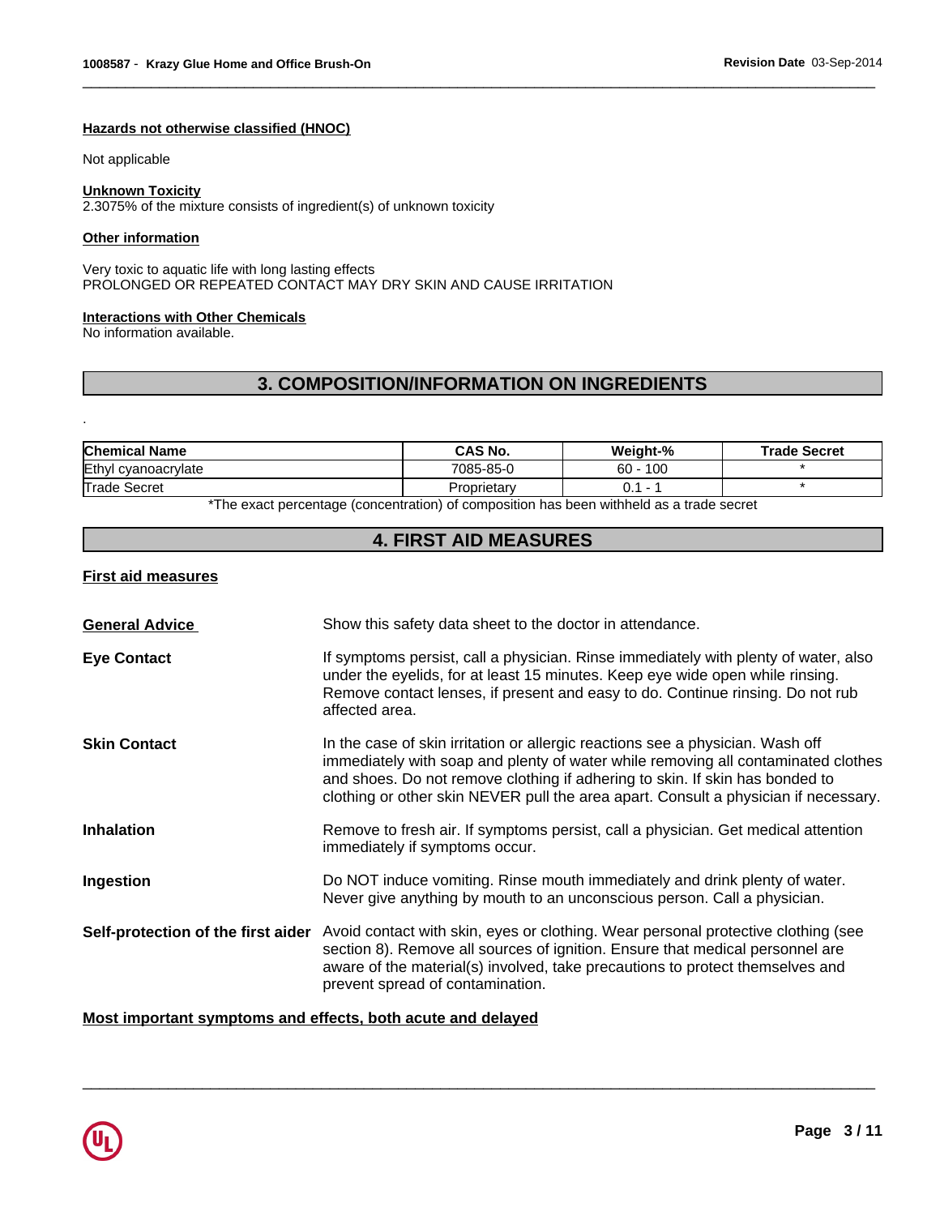#### Hazards not otherwise classified (HNOC)

Not applicable

#### Unknown Toxicity

2.3075% of the mixture consists of ingredient(s) of unknown toxicity

#### Other information

Very toxic to aquatic life with long lasting effects
PROLONGED OR REPEATED CONTACT MAY DRY SKIN AND CAUSE IRRITATION

#### Interactions with Other Chemicals

No information available.

## 3. COMPOSITION/INFORMATION ON INGREDIENTS

.

| Chemical Name | CAS No. | Weight-% | Trade Secret |
|---|---|---|---|
| Ethyl cyanoacrylate | 7085-85-0 | 60 - 100 | * |
| Trade Secret | Proprietary | 0.1 - 1 | * |

*The exact percentage (concentration) of composition has been withheld as a trade secret

## 4. FIRST AID MEASURES

#### First aid measures

**General Advice**: Show this safety data sheet to the doctor in attendance.

**Eye Contact**: If symptoms persist, call a physician. Rinse immediately with plenty of water, also under the eyelids, for at least 15 minutes. Keep eye wide open while rinsing. Remove contact lenses, if present and easy to do. Continue rinsing. Do not rub affected area.

**Skin Contact**: In the case of skin irritation or allergic reactions see a physician. Wash off immediately with soap and plenty of water while removing all contaminated clothes and shoes. Do not remove clothing if adhering to skin. If skin has bonded to clothing or other skin NEVER pull the area apart. Consult a physician if necessary.

**Inhalation**: Remove to fresh air. If symptoms persist, call a physician. Get medical attention immediately if symptoms occur.

**Ingestion**: Do NOT induce vomiting. Rinse mouth immediately and drink plenty of water. Never give anything by mouth to an unconscious person. Call a physician.

**Self-protection of the first aider**: Avoid contact with skin, eyes or clothing. Wear personal protective clothing (see section 8). Remove all sources of ignition. Ensure that medical personnel are aware of the material(s) involved, take precautions to protect themselves and prevent spread of contamination.

#### Most important symptoms and effects, both acute and delayed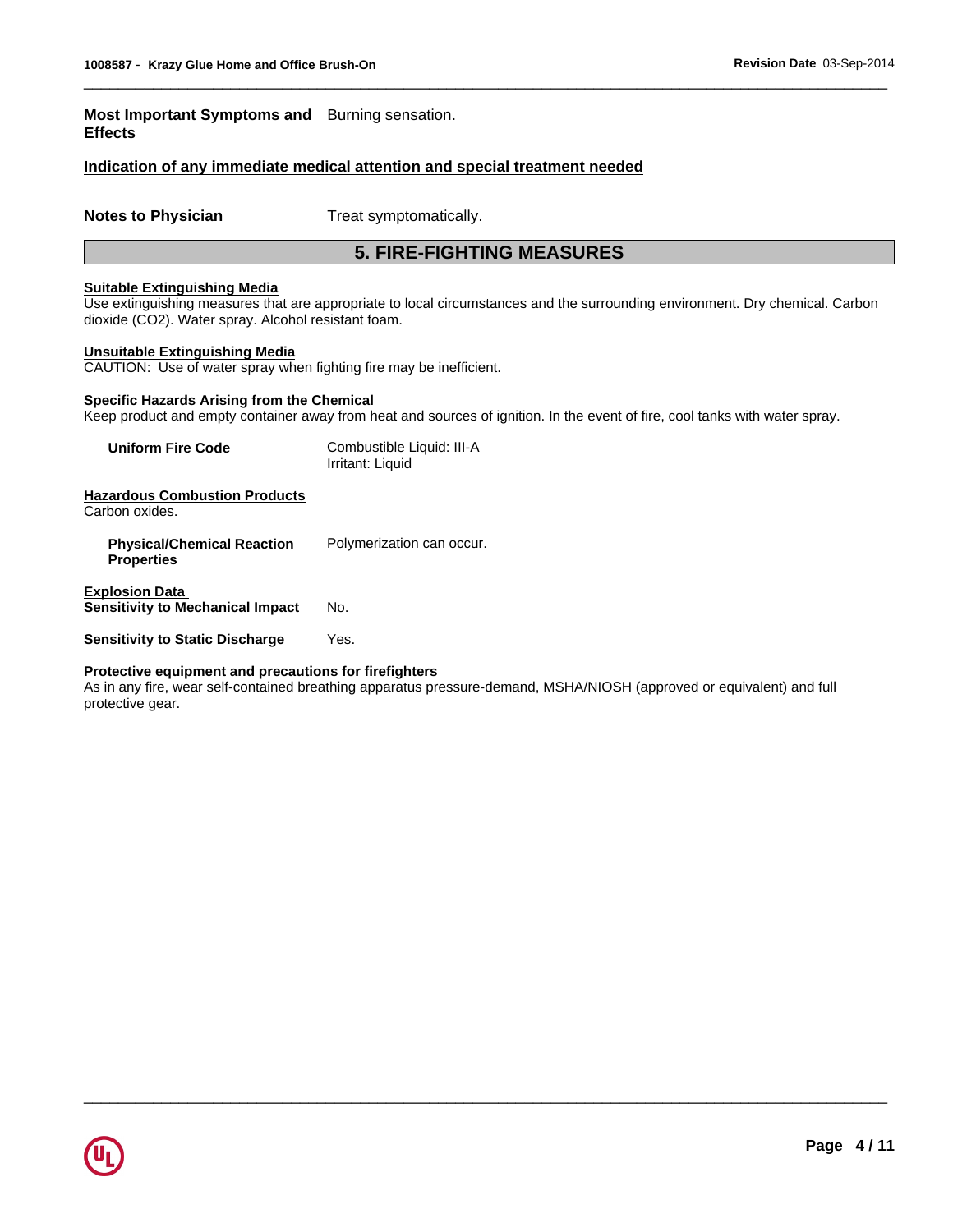**Most Important Symptoms and Effects** Burning sensation.

**Indication of any immediate medical attention and special treatment needed**

**Notes to Physician** Treat symptomatically.

## 5. FIRE-FIGHTING MEASURES

**Suitable Extinguishing Media**
Use extinguishing measures that are appropriate to local circumstances and the surrounding environment. Dry chemical. Carbon dioxide ($CO_2$). Water spray. Alcohol resistant foam.

**Unsuitable Extinguishing Media**
CAUTION: Use of water spray when fighting fire may be inefficient.

**Specific Hazards Arising from the Chemical**
Keep product and empty container away from heat and sources of ignition. In the event of fire, cool tanks with water spray.

**Uniform Fire Code** Combustible Liquid: III-A
Irritant: Liquid

**Hazardous Combustion Products**
Carbon oxides.

**Physical/Chemical Reaction Properties** Polymerization can occur.

**Explosion Data**
**Sensitivity to Mechanical Impact** No.

**Sensitivity to Static Discharge** Yes.

**Protective equipment and precautions for firefighters**
As in any fire, wear self-contained breathing apparatus pressure-demand, MSHA/NIOSH (approved or equivalent) and full protective gear.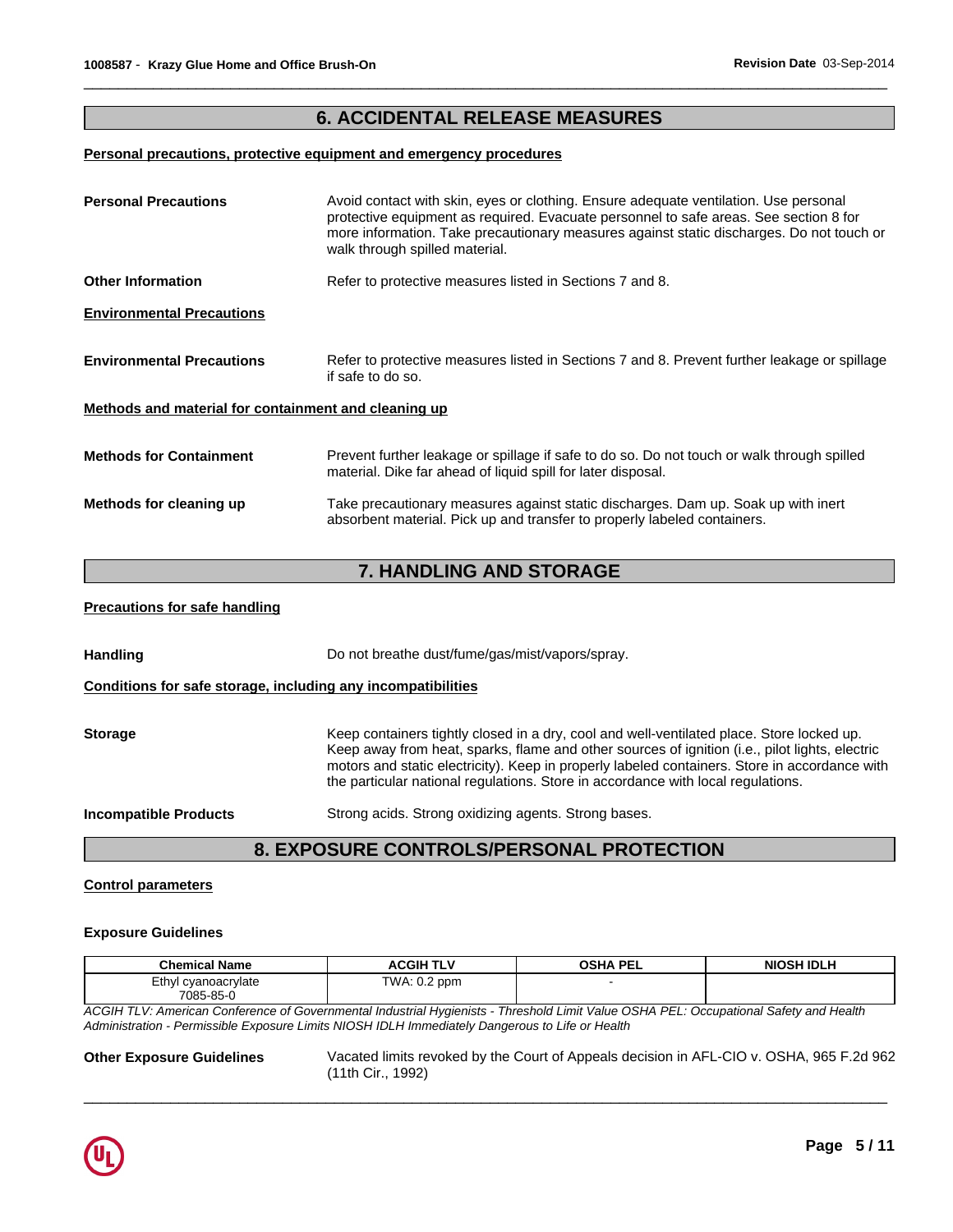## 6. ACCIDENTAL RELEASE MEASURES

**Personal precautions, protective equipment and emergency procedures**

**Personal Precautions** — Avoid contact with skin, eyes or clothing. Ensure adequate ventilation. Use personal protective equipment as required. Evacuate personnel to safe areas. See section 8 for more information. Take precautionary measures against static discharges. Do not touch or walk through spilled material.

**Other Information** — Refer to protective measures listed in Sections 7 and 8.

**Environmental Precautions**

**Environmental Precautions** — Refer to protective measures listed in Sections 7 and 8. Prevent further leakage or spillage if safe to do so.

**Methods and material for containment and cleaning up**

**Methods for Containment** — Prevent further leakage or spillage if safe to do so. Do not touch or walk through spilled material. Dike far ahead of liquid spill for later disposal.

**Methods for cleaning up** — Take precautionary measures against static discharges. Dam up. Soak up with inert absorbent material. Pick up and transfer to properly labeled containers.

## 7. HANDLING AND STORAGE

**Precautions for safe handling**

**Handling** — Do not breathe dust/fume/gas/mist/vapors/spray.

**Conditions for safe storage, including any incompatibilities**

**Storage** — Keep containers tightly closed in a dry, cool and well-ventilated place. Store locked up. Keep away from heat, sparks, flame and other sources of ignition (i.e., pilot lights, electric motors and static electricity). Keep in properly labeled containers. Store in accordance with the particular national regulations. Store in accordance with local regulations.

**Incompatible Products** — Strong acids. Strong oxidizing agents. Strong bases.

## 8. EXPOSURE CONTROLS/PERSONAL PROTECTION

**Control parameters**

**Exposure Guidelines**

| Chemical Name | ACGIH TLV | OSHA PEL | NIOSH IDLH |
|---|---|---|---|
| Ethyl cyanoacrylate 7085-85-0 | TWA: 0.2 ppm | - | |

*ACGIH TLV: American Conference of Governmental Industrial Hygienists - Threshold Limit Value OSHA PEL: Occupational Safety and Health Administration - Permissible Exposure Limits NIOSH IDLH Immediately Dangerous to Life or Health*

**Other Exposure Guidelines** — Vacated limits revoked by the Court of Appeals decision in AFL-CIO v. OSHA, 965 F.2d 962 (11th Cir., 1992)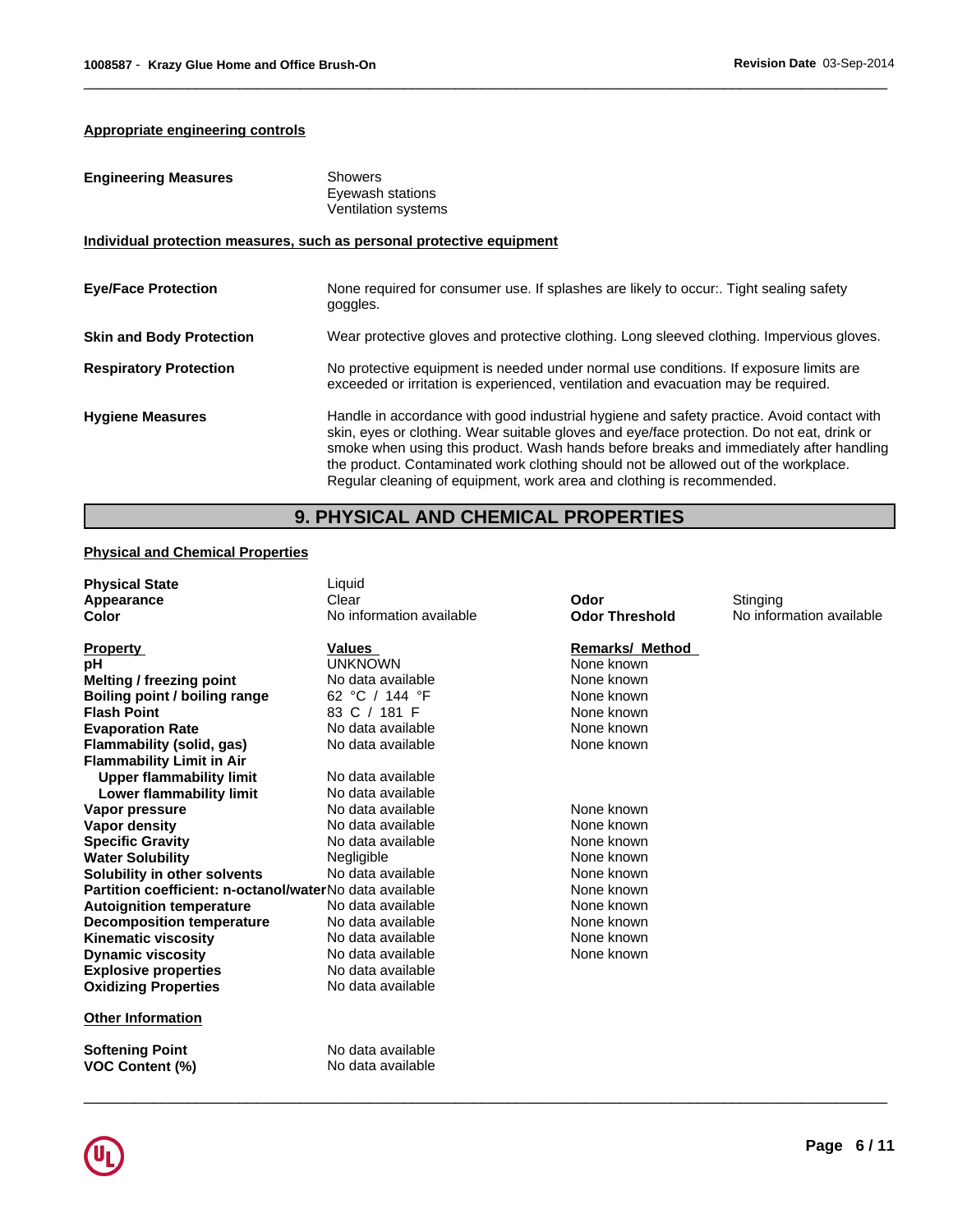**Appropriate engineering controls**

| | |
|---|---|
| **Engineering Measures** | Showers<br>Eyewash stations<br>Ventilation systems |

**Individual protection measures, such as personal protective equipment**

| | |
|---|---|
| **Eye/Face Protection** | None required for consumer use. If splashes are likely to occur:. Tight sealing safety goggles. |
| **Skin and Body Protection** | Wear protective gloves and protective clothing. Long sleeved clothing. Impervious gloves. |
| **Respiratory Protection** | No protective equipment is needed under normal use conditions. If exposure limits are exceeded or irritation is experienced, ventilation and evacuation may be required. |
| **Hygiene Measures** | Handle in accordance with good industrial hygiene and safety practice. Avoid contact with skin, eyes or clothing. Wear suitable gloves and eye/face protection. Do not eat, drink or smoke when using this product. Wash hands before breaks and immediately after handling the product. Contaminated work clothing should not be allowed out of the workplace. Regular cleaning of equipment, work area and clothing is recommended. |

## 9. PHYSICAL AND CHEMICAL PROPERTIES

**Physical and Chemical Properties**

| | | | |
|---|---|---|---|
| **Physical State** | Liquid | | |
| **Appearance** | Clear | **Odor** | Stinging |
| **Color** | No information available | **Odor Threshold** | No information available |

| Property | Values | Remarks/ Method |
|---|---|---|
| **pH** | UNKNOWN | None known |
| **Melting / freezing point** | No data available | None known |
| **Boiling point / boiling range** | 62 °C / 144 °F | None known |
| **Flash Point** | 83 C / 181 F | None known |
| **Evaporation Rate** | No data available | None known |
| **Flammability (solid, gas)** | No data available | None known |
| **Flammability Limit in Air** | | |
| **Upper flammability limit** | No data available | |
| **Lower flammability limit** | No data available | |
| **Vapor pressure** | No data available | None known |
| **Vapor density** | No data available | None known |
| **Specific Gravity** | No data available | None known |
| **Water Solubility** | Negligible | None known |
| **Solubility in other solvents** | No data available | None known |
| **Partition coefficient: n-octanol/water** | No data available | None known |
| **Autoignition temperature** | No data available | None known |
| **Decomposition temperature** | No data available | None known |
| **Kinematic viscosity** | No data available | None known |
| **Dynamic viscosity** | No data available | None known |
| **Explosive properties** | No data available | |
| **Oxidizing Properties** | No data available | |

**Other Information**

| | |
|---|---|
| **Softening Point** | No data available |
| **VOC Content (%)** | No data available |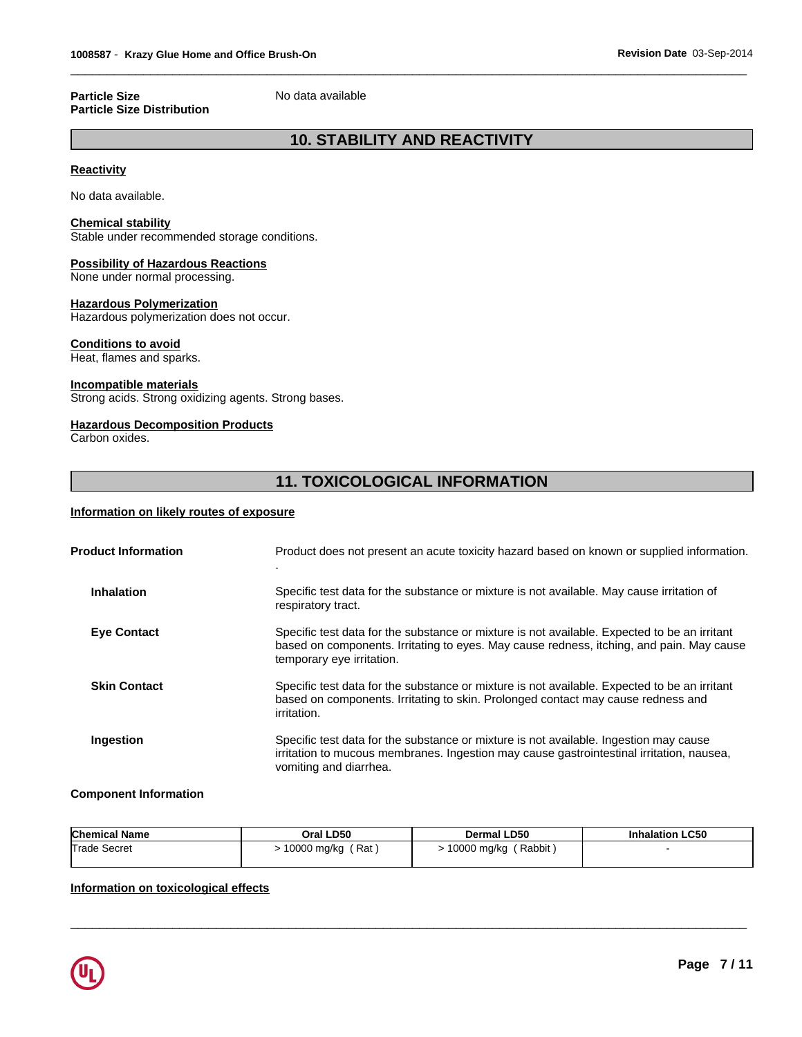**Particle Size** No data available
**Particle Size Distribution**

## 10. STABILITY AND REACTIVITY

**Reactivity**

No data available.

**Chemical stability**
Stable under recommended storage conditions.

**Possibility of Hazardous Reactions**
None under normal processing.

**Hazardous Polymerization**
Hazardous polymerization does not occur.

**Conditions to avoid**
Heat, flames and sparks.

**Incompatible materials**
Strong acids. Strong oxidizing agents. Strong bases.

**Hazardous Decomposition Products**
Carbon oxides.

## 11. TOXICOLOGICAL INFORMATION

**Information on likely routes of exposure**

**Product Information**
Product does not present an acute toxicity hazard based on known or supplied information.
.

**Inhalation**
Specific test data for the substance or mixture is not available. May cause irritation of respiratory tract.

**Eye Contact**
Specific test data for the substance or mixture is not available. Expected to be an irritant based on components. Irritating to eyes. May cause redness, itching, and pain. May cause temporary eye irritation.

**Skin Contact**
Specific test data for the substance or mixture is not available. Expected to be an irritant based on components. Irritating to skin. Prolonged contact may cause redness and irritation.

**Ingestion**
Specific test data for the substance or mixture is not available. Ingestion may cause irritation to mucous membranes. Ingestion may cause gastrointestinal irritation, nausea, vomiting and diarrhea.

**Component Information**

| Chemical Name | Oral LD50 | Dermal LD50 | Inhalation LC50 |
| --- | --- | --- | --- |
| Trade Secret | > 10000 mg/kg ( Rat ) | > 10000 mg/kg ( Rabbit ) | - |

**Information on toxicological effects**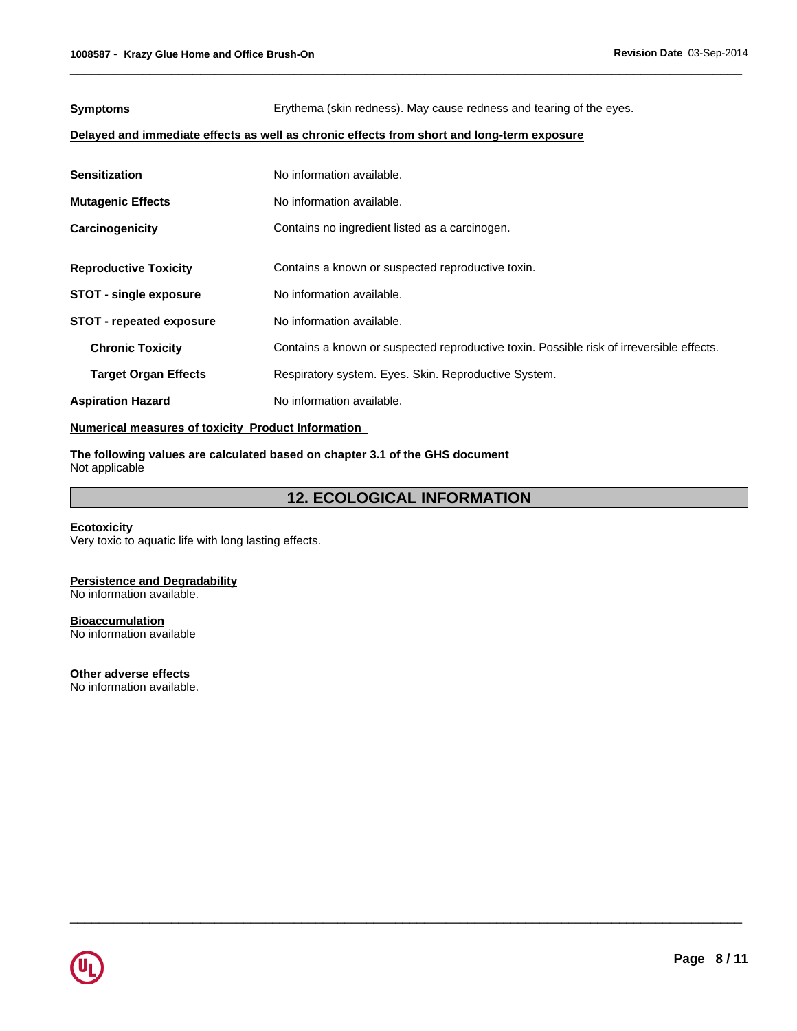**Symptoms** Erythema (skin redness). May cause redness and tearing of the eyes.

**Delayed and immediate effects as well as chronic effects from short and long-term exposure**

| | |
|---|---|
| **Sensitization** | No information available. |
| **Mutagenic Effects** | No information available. |
| **Carcinogenicity** | Contains no ingredient listed as a carcinogen. |
| **Reproductive Toxicity** | Contains a known or suspected reproductive toxin. |
| **STOT - single exposure** | No information available. |
| **STOT - repeated exposure** | No information available. |
| **Chronic Toxicity** | Contains a known or suspected reproductive toxin. Possible risk of irreversible effects. |
| **Target Organ Effects** | Respiratory system. Eyes. Skin. Reproductive System. |
| **Aspiration Hazard** | No information available. |

**Numerical measures of toxicity Product Information**

**The following values are calculated based on chapter 3.1 of the GHS document**
Not applicable

## 12. ECOLOGICAL INFORMATION

**Ecotoxicity**
Very toxic to aquatic life with long lasting effects.

**Persistence and Degradability**
No information available.

**Bioaccumulation**
No information available

**Other adverse effects**
No information available.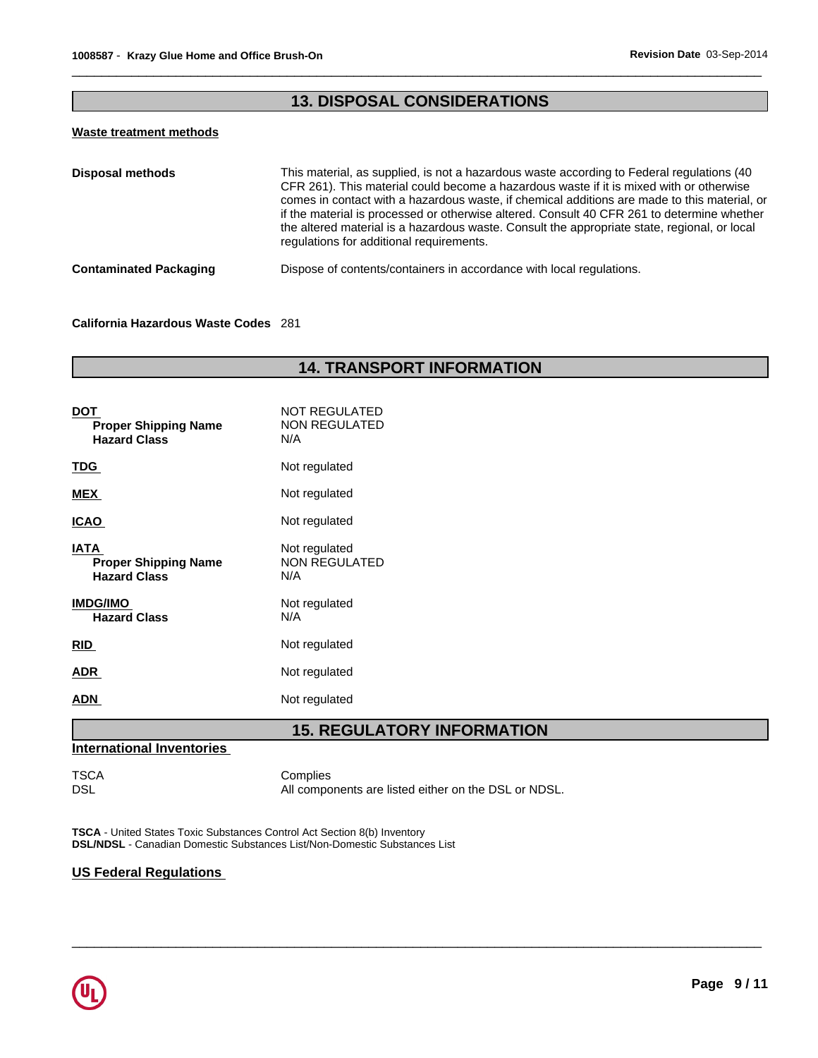## 13. DISPOSAL CONSIDERATIONS

**Waste treatment methods**

| | |
|---|---|
| **Disposal methods** | This material, as supplied, is not a hazardous waste according to Federal regulations (40 CFR 261). This material could become a hazardous waste if it is mixed with or otherwise comes in contact with a hazardous waste, if chemical additions are made to this material, or if the material is processed or otherwise altered. Consult 40 CFR 261 to determine whether the altered material is a hazardous waste. Consult the appropriate state, regional, or local regulations for additional requirements. |
| **Contaminated Packaging** | Dispose of contents/containers in accordance with local regulations. |

**California Hazardous Waste Codes** 281

## 14. TRANSPORT INFORMATION

| | |
|---|---|
| **DOT** | NOT REGULATED |
| **Proper Shipping Name** | NON REGULATED |
| **Hazard Class** | N/A |
| **TDG** | Not regulated |
| **MEX** | Not regulated |
| **ICAO** | Not regulated |
| **IATA** | Not regulated |
| **Proper Shipping Name** | NON REGULATED |
| **Hazard Class** | N/A |
| **IMDG/IMO** | Not regulated |
| **Hazard Class** | N/A |
| **RID** | Not regulated |
| **ADR** | Not regulated |
| **ADN** | Not regulated |

## 15. REGULATORY INFORMATION

**International Inventories**

| | |
|---|---|
| TSCA | Complies |
| DSL | All components are listed either on the DSL or NDSL. |

**TSCA** - United States Toxic Substances Control Act Section 8(b) Inventory
**DSL/NDSL** - Canadian Domestic Substances List/Non-Domestic Substances List

**US Federal Regulations**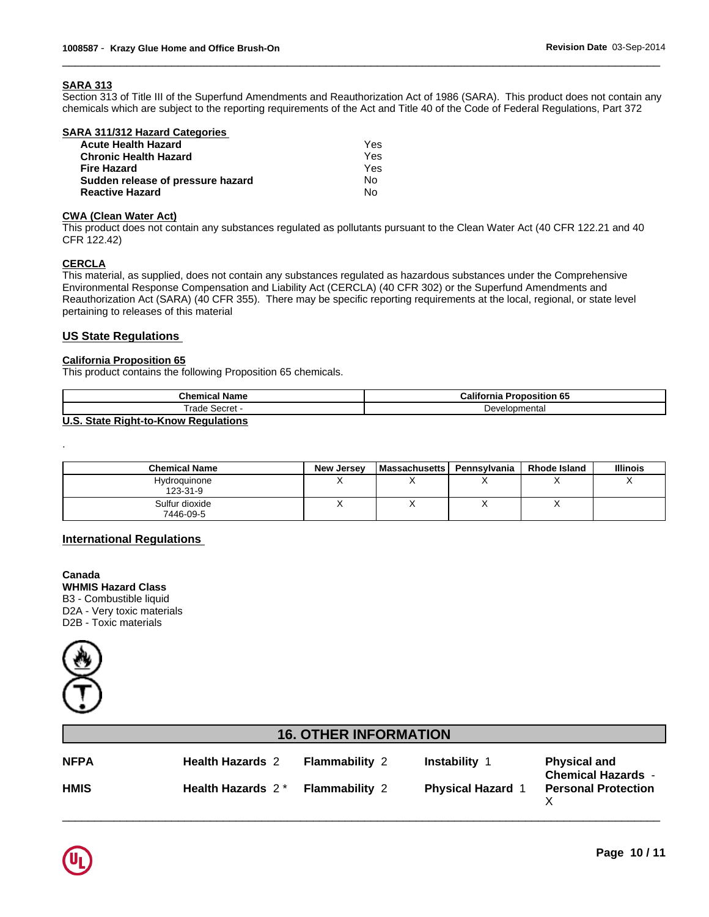### SARA 313

Section 313 of Title III of the Superfund Amendments and Reauthorization Act of 1986 (SARA). This product does not contain any chemicals which are subject to the reporting requirements of the Act and Title 40 of the Code of Federal Regulations, Part 372

### SARA 311/312 Hazard Categories

| | |
|---|---|
| **Acute Health Hazard** | Yes |
| **Chronic Health Hazard** | Yes |
| **Fire Hazard** | Yes |
| **Sudden release of pressure hazard** | No |
| **Reactive Hazard** | No |

### CWA (Clean Water Act)

This product does not contain any substances regulated as pollutants pursuant to the Clean Water Act (40 CFR 122.21 and 40 CFR 122.42)

### CERCLA

This material, as supplied, does not contain any substances regulated as hazardous substances under the Comprehensive Environmental Response Compensation and Liability Act (CERCLA) (40 CFR 302) or the Superfund Amendments and Reauthorization Act (SARA) (40 CFR 355). There may be specific reporting requirements at the local, regional, or state level pertaining to releases of this material

## US State Regulations

### California Proposition 65

This product contains the following Proposition 65 chemicals.

| Chemical Name | California Proposition 65 |
|---|---|
| Trade Secret - | Developmental |

### U.S. State Right-to-Know Regulations

.

| Chemical Name | New Jersey | Massachusetts | Pennsylvania | Rhode Island | Illinois |
|---|---|---|---|---|---|
| Hydroquinone 123-31-9 | X | X | X | X | X |
| Sulfur dioxide 7446-09-5 | X | X | X | X | |

## International Regulations

**Canada**
**WHMIS Hazard Class**
B3 - Combustible liquid
D2A - Very toxic materials
D2B - Toxic materials

# 16. OTHER INFORMATION

| | | | | |
|---|---|---|---|---|
| **NFPA** | **Health Hazards** 2 | **Flammability** 2 | **Instability** 1 | **Physical and Chemical Hazards** - |
| **HMIS** | **Health Hazards** 2 * | **Flammability** 2 | **Physical Hazard** 1 | **Personal Protection** X |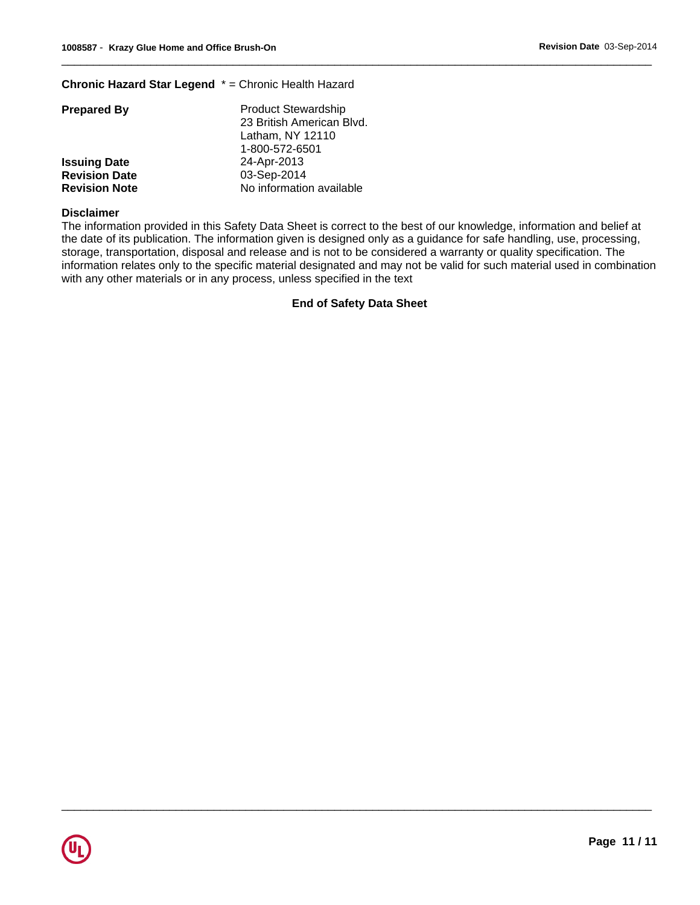**Chronic Hazard Star Legend** * = Chronic Health Hazard

| | |
|---|---|
| **Prepared By** | Product Stewardship<br>23 British American Blvd.<br>Latham, NY 12110<br>1-800-572-6501 |
| **Issuing Date** | 24-Apr-2013 |
| **Revision Date** | 03-Sep-2014 |
| **Revision Note** | No information available |

**Disclaimer**

The information provided in this Safety Data Sheet is correct to the best of our knowledge, information and belief at the date of its publication. The information given is designed only as a guidance for safe handling, use, processing, storage, transportation, disposal and release and is not to be considered a warranty or quality specification. The information relates only to the specific material designated and may not be valid for such material used in combination with any other materials or in any process, unless specified in the text

**End of Safety Data Sheet**